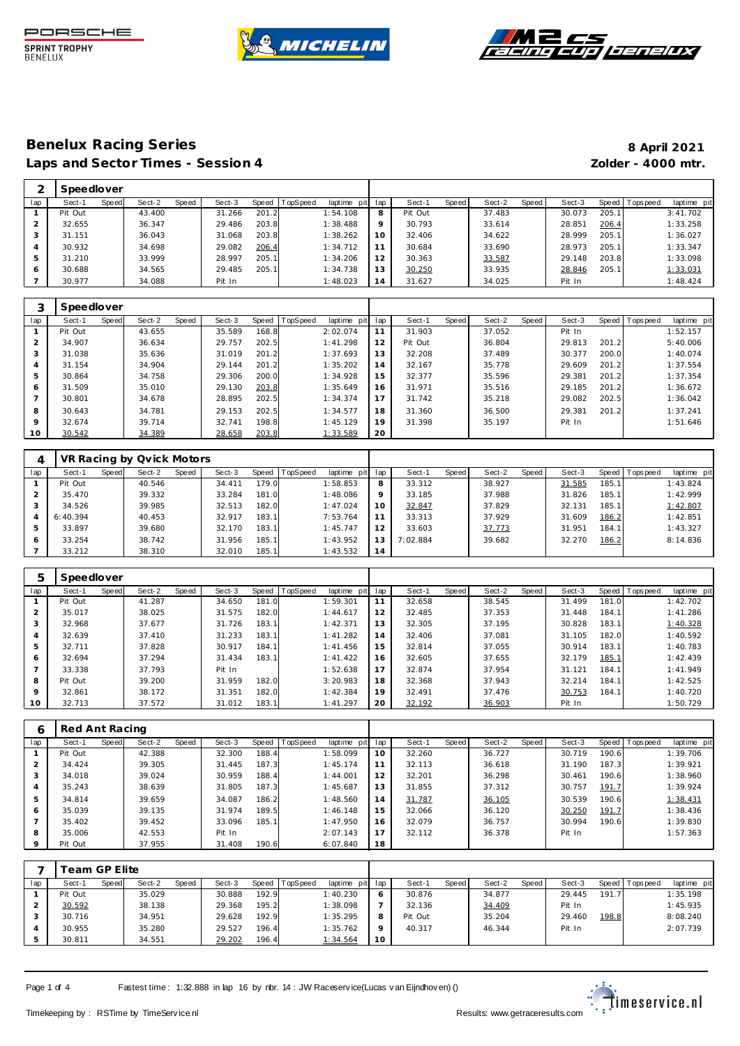## Benelux Racing Series

**8 April 2021**

### Laps and Sector Times - Session 4

**Zolder - 4000 mtr.**

| 2 | Speedlover | | | | | | | | | | | | | | | | |
|---|---|---|---|---|---|---|---|---|---|---|---|---|---|---|---|---|---|
| lap | Sect-1 | Speed | Sect-2 | Speed | Sect-3 | Speed | TopSpeed | laptime pit | lap | Sect-1 | Speed | Sect-2 | Speed | Sect-3 | Speed | Topspeed | laptime pit |
| 1 | Pit Out | | 43.400 | | 31.266 | 201.2 | | 1:54.108 | 8 | Pit Out | | 37.483 | | 30.073 | 205.1 | | 3:41.702 |
| 2 | 32.655 | | 36.347 | | 29.486 | 203.8 | | 1:38.488 | 9 | 30.793 | | 33.614 | | 28.851 | 206.4 | | 1:33.258 |
| 3 | 31.151 | | 36.043 | | 31.068 | 203.8 | | 1:38.262 | 10 | 32.406 | | 34.622 | | 28.999 | 205.1 | | 1:36.027 |
| 4 | 30.932 | | 34.698 | | 29.082 | 206.4 | | 1:34.712 | 11 | 30.684 | | 33.690 | | 28.973 | 205.1 | | 1:33.347 |
| 5 | 31.210 | | 33.999 | | 28.997 | 205.1 | | 1:34.206 | 12 | 30.363 | | 33.587 | | 29.148 | 203.8 | | 1:33.098 |
| 6 | 30.688 | | 34.565 | | 29.485 | 205.1 | | 1:34.738 | 13 | 30.250 | | 33.935 | | 28.846 | 205.1 | | 1:33.031 |
| 7 | 30.977 | | 34.088 | | Pit In | | | 1:48.023 | 14 | 31.627 | | 34.025 | | Pit In | | | 1:48.424 |

| 3 | Speedlover | | | | | | | | | | | | | | | | |
|---|---|---|---|---|---|---|---|---|---|---|---|---|---|---|---|---|---|
| lap | Sect-1 | Speed | Sect-2 | Speed | Sect-3 | Speed | TopSpeed | laptime pit | lap | Sect-1 | Speed | Sect-2 | Speed | Sect-3 | Speed | Topspeed | laptime pit |
| 1 | Pit Out | | 43.655 | | 35.589 | 168.8 | | 2:02.074 | 11 | 31.903 | | 37.052 | | Pit In | | | 1:52.157 |
| 2 | 34.907 | | 36.634 | | 29.757 | 202.5 | | 1:41.298 | 12 | Pit Out | | 36.804 | | 29.813 | 201.2 | | 5:40.006 |
| 3 | 31.038 | | 35.636 | | 31.019 | 201.2 | | 1:37.693 | 13 | 32.208 | | 37.489 | | 30.377 | 200.0 | | 1:40.074 |
| 4 | 31.154 | | 34.904 | | 29.144 | 201.2 | | 1:35.202 | 14 | 32.167 | | 35.778 | | 29.609 | 201.2 | | 1:37.554 |
| 5 | 30.864 | | 34.758 | | 29.306 | 200.0 | | 1:34.928 | 15 | 32.377 | | 35.596 | | 29.381 | 201.2 | | 1:37.354 |
| 6 | 31.509 | | 35.010 | | 29.130 | 203.8 | | 1:35.649 | 16 | 31.971 | | 35.516 | | 29.185 | 201.2 | | 1:36.672 |
| 7 | 30.801 | | 34.678 | | 28.895 | 202.5 | | 1:34.374 | 17 | 31.742 | | 35.218 | | 29.082 | 202.5 | | 1:36.042 |
| 8 | 30.643 | | 34.781 | | 29.153 | 202.5 | | 1:34.577 | 18 | 31.360 | | 36.500 | | 29.381 | 201.2 | | 1:37.241 |
| 9 | 32.674 | | 39.714 | | 32.741 | 198.8 | | 1:45.129 | 19 | 31.398 | | 35.197 | | Pit In | | | 1:51.646 |
| 10 | 30.542 | | 34.389 | | 28.658 | 203.8 | | 1:33.589 | 20 | | | | | | | | |

| 4 | VR Racing by Qvick Motors | | | | | | | | | | | | | | | | |
|---|---|---|---|---|---|---|---|---|---|---|---|---|---|---|---|---|---|
| lap | Sect-1 | Speed | Sect-2 | Speed | Sect-3 | Speed | TopSpeed | laptime pit | lap | Sect-1 | Speed | Sect-2 | Speed | Sect-3 | Speed | Topspeed | laptime pit |
| 1 | Pit Out | | 40.546 | | 34.411 | 179.0 | | 1:58.853 | 8 | 33.312 | | 38.927 | | 31.585 | 185.1 | | 1:43.824 |
| 2 | 35.470 | | 39.332 | | 33.284 | 181.0 | | 1:48.086 | 9 | 33.185 | | 37.988 | | 31.826 | 185.1 | | 1:42.999 |
| 3 | 34.526 | | 39.985 | | 32.513 | 182.0 | | 1:47.024 | 10 | 32.847 | | 37.829 | | 32.131 | 185.1 | | 1:42.807 |
| 4 | 6:40.394 | | 40.453 | | 32.917 | 183.1 | | 7:53.764 | 11 | 33.313 | | 37.929 | | 31.609 | 186.2 | | 1:42.851 |
| 5 | 33.897 | | 39.680 | | 32.170 | 183.1 | | 1:45.747 | 12 | 33.603 | | 37.773 | | 31.951 | 184.1 | | 1:43.327 |
| 6 | 33.254 | | 38.742 | | 31.956 | 185.1 | | 1:43.952 | 13 | 7:02.884 | | 39.682 | | 32.270 | 186.2 | | 8:14.836 |
| 7 | 33.212 | | 38.310 | | 32.010 | 185.1 | | 1:43.532 | 14 | | | | | | | | |

| 5 | Speedlover | | | | | | | | | | | | | | | | |
|---|---|---|---|---|---|---|---|---|---|---|---|---|---|---|---|---|---|
| lap | Sect-1 | Speed | Sect-2 | Speed | Sect-3 | Speed | TopSpeed | laptime pit | lap | Sect-1 | Speed | Sect-2 | Speed | Sect-3 | Speed | Topspeed | laptime pit |
| 1 | Pit Out | | 41.287 | | 34.650 | 181.0 | | 1:59.301 | 11 | 32.658 | | 38.545 | | 31.499 | 181.0 | | 1:42.702 |
| 2 | 35.017 | | 38.025 | | 31.575 | 182.0 | | 1:44.617 | 12 | 32.485 | | 37.353 | | 31.448 | 184.1 | | 1:41.286 |
| 3 | 32.968 | | 37.677 | | 31.726 | 183.1 | | 1:42.371 | 13 | 32.305 | | 37.195 | | 30.828 | 183.1 | | 1:40.328 |
| 4 | 32.639 | | 37.410 | | 31.233 | 183.1 | | 1:41.282 | 14 | 32.406 | | 37.081 | | 31.105 | 182.0 | | 1:40.592 |
| 5 | 32.711 | | 37.828 | | 30.917 | 184.1 | | 1:41.456 | 15 | 32.814 | | 37.055 | | 30.914 | 183.1 | | 1:40.783 |
| 6 | 32.694 | | 37.294 | | 31.434 | 183.1 | | 1:41.422 | 16 | 32.605 | | 37.655 | | 32.179 | 185.1 | | 1:42.439 |
| 7 | 33.338 | | 37.793 | | Pit In | | | 1:52.638 | 17 | 32.874 | | 37.954 | | 31.121 | 184.1 | | 1:41.949 |
| 8 | Pit Out | | 39.200 | | 31.959 | 182.0 | | 3:20.983 | 18 | 32.368 | | 37.943 | | 32.214 | 184.1 | | 1:42.525 |
| 9 | 32.861 | | 38.172 | | 31.351 | 182.0 | | 1:42.384 | 19 | 32.491 | | 37.476 | | 30.753 | 184.1 | | 1:40.720 |
| 10 | 32.713 | | 37.572 | | 31.012 | 183.1 | | 1:41.297 | 20 | 32.192 | | 36.903 | | Pit In | | | 1:50.729 |

| 6 | Red Ant Racing | | | | | | | | | | | | | | | | |
|---|---|---|---|---|---|---|---|---|---|---|---|---|---|---|---|---|---|
| lap | Sect-1 | Speed | Sect-2 | Speed | Sect-3 | Speed | TopSpeed | laptime pit | lap | Sect-1 | Speed | Sect-2 | Speed | Sect-3 | Speed | Topspeed | laptime pit |
| 1 | Pit Out | | 42.388 | | 32.300 | 188.4 | | 1:58.099 | 10 | 32.260 | | 36.727 | | 30.719 | 190.6 | | 1:39.706 |
| 2 | 34.424 | | 39.305 | | 31.445 | 187.3 | | 1:45.174 | 11 | 32.113 | | 36.618 | | 31.190 | 187.3 | | 1:39.921 |
| 3 | 34.018 | | 39.024 | | 30.959 | 188.4 | | 1:44.001 | 12 | 32.201 | | 36.298 | | 30.461 | 190.6 | | 1:38.960 |
| 4 | 35.243 | | 38.639 | | 31.805 | 187.3 | | 1:45.687 | 13 | 31.855 | | 37.312 | | 30.757 | 191.7 | | 1:39.924 |
| 5 | 34.814 | | 39.659 | | 34.087 | 186.2 | | 1:48.560 | 14 | 31.787 | | 36.105 | | 30.539 | 190.6 | | 1:38.431 |
| 6 | 35.039 | | 39.135 | | 31.974 | 189.5 | | 1:46.148 | 15 | 32.066 | | 36.120 | | 30.250 | 191.7 | | 1:38.436 |
| 7 | 35.402 | | 39.452 | | 33.096 | 185.1 | | 1:47.950 | 16 | 32.079 | | 36.757 | | 30.994 | 190.6 | | 1:39.830 |
| 8 | 35.006 | | 42.553 | | Pit In | | | 2:07.143 | 17 | 32.112 | | 36.378 | | Pit In | | | 1:57.363 |
| 9 | Pit Out | | 37.955 | | 31.408 | 190.6 | | 6:07.840 | 18 | | | | | | | | |

| 7 | Team GP Elite | | | | | | | | | | | | | | | | |
|---|---|---|---|---|---|---|---|---|---|---|---|---|---|---|---|---|---|
| lap | Sect-1 | Speed | Sect-2 | Speed | Sect-3 | Speed | TopSpeed | laptime pit | lap | Sect-1 | Speed | Sect-2 | Speed | Sect-3 | Speed | Topspeed | laptime pit |
| 1 | Pit Out | | 35.029 | | 30.888 | 192.9 | | 1:40.230 | 6 | 30.876 | | 34.877 | | 29.445 | 191.7 | | 1:35.198 |
| 2 | 30.592 | | 38.138 | | 29.368 | 195.2 | | 1:38.098 | 7 | 32.136 | | 34.409 | | Pit In | | | 1:45.935 |
| 3 | 30.716 | | 34.951 | | 29.628 | 192.9 | | 1:35.295 | 8 | Pit Out | | 35.204 | | 29.460 | 198.8 | | 8:08.240 |
| 4 | 30.955 | | 35.280 | | 29.527 | 196.4 | | 1:35.762 | 9 | 40.317 | | 46.344 | | Pit In | | | 2:07.739 |
| 5 | 30.811 | | 34.551 | | 29.202 | 196.4 | | 1:34.564 | 10 | | | | | | | | |

Fastest time : 1:32.888 in lap 16 by nbr. 14 : JW Raceservice(Lucas van Eijndhoven) ()

Timekeeping by : RSTime by TimeService.nl — Results: www.getraceresults.com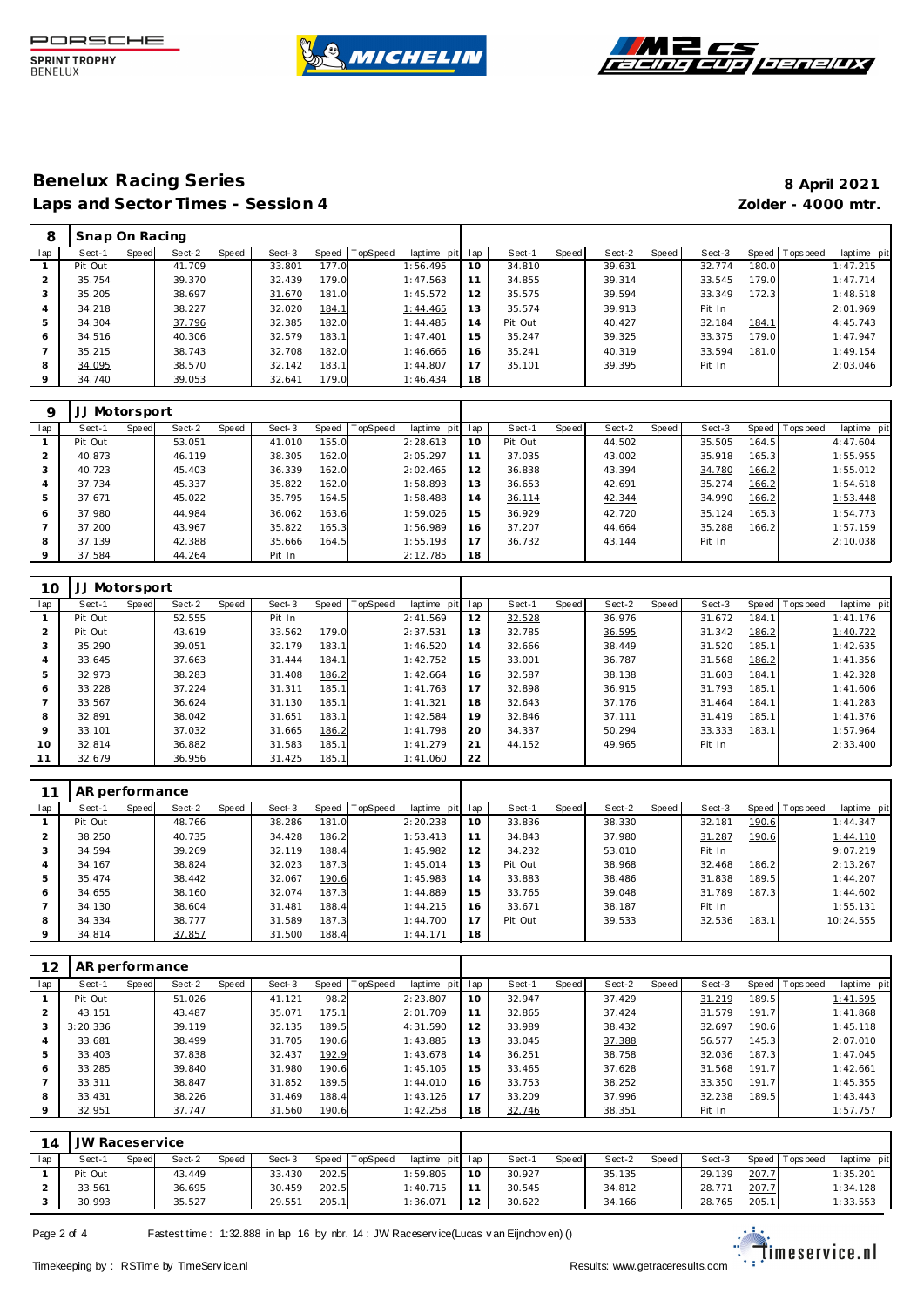## Benelux Racing Series

**8 April 2021**

## Laps and Sector Times - Session 4

**Zolder - 4000 mtr.**

| 8 | Snap On Racing | | | | | | | | | | | | | | | | | |
|---|---|---|---|---|---|---|---|---|---|---|---|---|---|---|---|---|---|---|
| lap | Sect-1 | Speed | Sect-2 | Speed | Sect-3 | Speed | TopSpeed | laptime pit | lap | Sect-1 | Speed | Sect-2 | Speed | Sect-3 | Speed | Topspeed | laptime pit |
| 1 | Pit Out | | 41.709 | | 33.801 | 177.0 | | 1:56.495 | 10 | 34.810 | | 39.631 | | 32.774 | 180.0 | | 1:47.215 |
| 2 | 35.754 | | 39.370 | | 32.439 | 179.0 | | 1:47.563 | 11 | 34.855 | | 39.314 | | 33.545 | 179.0 | | 1:47.714 |
| 3 | 35.205 | | 38.697 | | 31.670 | 181.0 | | 1:45.572 | 12 | 35.575 | | 39.594 | | 33.349 | 172.3 | | 1:48.518 |
| 4 | 34.218 | | 38.227 | | 32.020 | 184.1 | | 1:44.465 | 13 | 35.574 | | 39.913 | | Pit In | | | 2:01.969 |
| 5 | 34.304 | | 37.796 | | 32.385 | 182.0 | | 1:44.485 | 14 | Pit Out | | 40.427 | | 32.184 | 184.1 | | 4:45.743 |
| 6 | 34.516 | | 40.306 | | 32.579 | 183.1 | | 1:47.401 | 15 | 35.247 | | 39.325 | | 33.375 | 179.0 | | 1:47.947 |
| 7 | 35.215 | | 38.743 | | 32.708 | 182.0 | | 1:46.666 | 16 | 35.241 | | 40.319 | | 33.594 | 181.0 | | 1:49.154 |
| 8 | 34.095 | | 38.570 | | 32.142 | 183.1 | | 1:44.807 | 17 | 35.101 | | 39.395 | | Pit In | | | 2:03.046 |
| 9 | 34.740 | | 39.053 | | 32.641 | 179.0 | | 1:46.434 | 18 | | | | | | | | |

| 9 | JJ Motorsport | | | | | | | | | | | | | | | | | |
|---|---|---|---|---|---|---|---|---|---|---|---|---|---|---|---|---|---|---|
| lap | Sect-1 | Speed | Sect-2 | Speed | Sect-3 | Speed | TopSpeed | laptime pit | lap | Sect-1 | Speed | Sect-2 | Speed | Sect-3 | Speed | Topspeed | laptime pit |
| 1 | Pit Out | | 53.051 | | 41.010 | 155.0 | | 2:28.613 | 10 | Pit Out | | 44.502 | | 35.505 | 164.5 | | 4:47.604 |
| 2 | 40.873 | | 46.119 | | 38.305 | 162.0 | | 2:05.297 | 11 | 37.035 | | 43.002 | | 35.918 | 165.3 | | 1:55.955 |
| 3 | 40.723 | | 45.403 | | 36.339 | 162.0 | | 2:02.465 | 12 | 36.838 | | 43.394 | | 34.780 | 166.2 | | 1:55.012 |
| 4 | 37.734 | | 45.337 | | 35.822 | 162.0 | | 1:58.893 | 13 | 36.653 | | 42.691 | | 35.274 | 166.2 | | 1:54.618 |
| 5 | 37.671 | | 45.022 | | 35.795 | 164.5 | | 1:58.488 | 14 | 36.114 | | 42.344 | | 34.990 | 166.2 | | 1:53.448 |
| 6 | 37.980 | | 44.984 | | 36.062 | 163.6 | | 1:59.026 | 15 | 36.929 | | 42.720 | | 35.124 | 165.3 | | 1:54.773 |
| 7 | 37.200 | | 43.967 | | 35.822 | 165.3 | | 1:56.989 | 16 | 37.207 | | 44.664 | | 35.288 | 166.2 | | 1:57.159 |
| 8 | 37.139 | | 42.388 | | 35.666 | 164.5 | | 1:55.193 | 17 | 36.732 | | 43.144 | | Pit In | | | 2:10.038 |
| 9 | 37.584 | | 44.264 | | Pit In | | | 2:12.785 | 18 | | | | | | | | |

| 10 | JJ Motorsport | | | | | | | | | | | | | | | | | |
|---|---|---|---|---|---|---|---|---|---|---|---|---|---|---|---|---|---|---|
| lap | Sect-1 | Speed | Sect-2 | Speed | Sect-3 | Speed | TopSpeed | laptime pit | lap | Sect-1 | Speed | Sect-2 | Speed | Sect-3 | Speed | Topspeed | laptime pit |
| 1 | Pit Out | | 52.555 | | Pit In | | | 2:41.569 | 12 | 32.528 | | 36.976 | | 31.672 | 184.1 | | 1:41.176 |
| 2 | Pit Out | | 43.619 | | 33.562 | 179.0 | | 2:37.531 | 13 | 32.785 | | 36.595 | | 31.342 | 186.2 | | 1:40.722 |
| 3 | 35.290 | | 39.051 | | 32.179 | 183.1 | | 1:46.520 | 14 | 32.666 | | 38.449 | | 31.520 | 185.1 | | 1:42.635 |
| 4 | 33.645 | | 37.663 | | 31.444 | 184.1 | | 1:42.752 | 15 | 33.001 | | 36.787 | | 31.568 | 186.2 | | 1:41.356 |
| 5 | 32.973 | | 38.283 | | 31.408 | 186.2 | | 1:42.664 | 16 | 32.587 | | 38.138 | | 31.603 | 184.1 | | 1:42.328 |
| 6 | 33.228 | | 37.224 | | 31.311 | 185.1 | | 1:41.763 | 17 | 32.898 | | 36.915 | | 31.793 | 185.1 | | 1:41.606 |
| 7 | 33.567 | | 36.624 | | 31.130 | 185.1 | | 1:41.321 | 18 | 32.643 | | 37.176 | | 31.464 | 184.1 | | 1:41.283 |
| 8 | 32.891 | | 38.042 | | 31.651 | 183.1 | | 1:42.584 | 19 | 32.846 | | 37.111 | | 31.419 | 185.1 | | 1:41.376 |
| 9 | 33.101 | | 37.032 | | 31.665 | 186.2 | | 1:41.798 | 20 | 34.337 | | 50.294 | | 33.333 | 183.1 | | 1:57.964 |
| 10 | 32.814 | | 36.882 | | 31.583 | 185.1 | | 1:41.279 | 21 | 44.152 | | 49.965 | | Pit In | | | 2:33.400 |
| 11 | 32.679 | | 36.956 | | 31.425 | 185.1 | | 1:41.060 | 22 | | | | | | | | |

| 11 | AR performance | | | | | | | | | | | | | | | | | |
|---|---|---|---|---|---|---|---|---|---|---|---|---|---|---|---|---|---|---|
| lap | Sect-1 | Speed | Sect-2 | Speed | Sect-3 | Speed | TopSpeed | laptime pit | lap | Sect-1 | Speed | Sect-2 | Speed | Sect-3 | Speed | Topspeed | laptime pit |
| 1 | Pit Out | | 48.766 | | 38.286 | 181.0 | | 2:20.238 | 10 | 33.836 | | 38.330 | | 32.181 | 190.6 | | 1:44.347 |
| 2 | 38.250 | | 40.735 | | 34.428 | 186.2 | | 1:53.413 | 11 | 34.843 | | 37.980 | | 31.287 | 190.6 | | 1:44.110 |
| 3 | 34.594 | | 39.269 | | 32.119 | 188.4 | | 1:45.982 | 12 | 34.232 | | 53.010 | | Pit In | | | 9:07.219 |
| 4 | 34.167 | | 38.824 | | 32.023 | 187.3 | | 1:45.014 | 13 | Pit Out | | 38.968 | | 32.468 | 186.2 | | 2:13.267 |
| 5 | 35.474 | | 38.442 | | 32.067 | 190.6 | | 1:45.983 | 14 | 33.883 | | 38.486 | | 31.838 | 189.5 | | 1:44.207 |
| 6 | 34.655 | | 38.160 | | 32.074 | 187.3 | | 1:44.889 | 15 | 33.765 | | 39.048 | | 31.789 | 187.3 | | 1:44.602 |
| 7 | 34.130 | | 38.604 | | 31.481 | 188.4 | | 1:44.215 | 16 | 33.671 | | 38.187 | | Pit In | | | 1:55.131 |
| 8 | 34.334 | | 38.777 | | 31.589 | 187.3 | | 1:44.700 | 17 | Pit Out | | 39.533 | | 32.536 | 183.1 | | 10:24.555 |
| 9 | 34.814 | | 37.857 | | 31.500 | 188.4 | | 1:44.171 | 18 | | | | | | | | |

| 12 | AR performance | | | | | | | | | | | | | | | | | |
|---|---|---|---|---|---|---|---|---|---|---|---|---|---|---|---|---|---|---|
| lap | Sect-1 | Speed | Sect-2 | Speed | Sect-3 | Speed | TopSpeed | laptime pit | lap | Sect-1 | Speed | Sect-2 | Speed | Sect-3 | Speed | Topspeed | laptime pit |
| 1 | Pit Out | | 51.026 | | 41.121 | 98.2 | | 2:23.807 | 10 | 32.947 | | 37.429 | | 31.219 | 189.5 | | 1:41.595 |
| 2 | 43.151 | | 43.487 | | 35.071 | 175.1 | | 2:01.709 | 11 | 32.865 | | 37.424 | | 31.579 | 191.7 | | 1:41.868 |
| 3 | 3:20.336 | | 39.119 | | 32.135 | 189.5 | | 4:31.590 | 12 | 33.989 | | 38.432 | | 32.697 | 190.6 | | 1:45.118 |
| 4 | 33.681 | | 38.499 | | 31.705 | 190.6 | | 1:43.885 | 13 | 33.045 | | 37.388 | | 56.577 | 145.3 | | 2:07.010 |
| 5 | 33.403 | | 37.838 | | 32.437 | 192.9 | | 1:43.678 | 14 | 36.251 | | 38.758 | | 32.036 | 187.3 | | 1:47.045 |
| 6 | 33.285 | | 39.840 | | 31.980 | 190.6 | | 1:45.105 | 15 | 33.465 | | 37.628 | | 31.568 | 191.7 | | 1:42.661 |
| 7 | 33.311 | | 38.847 | | 31.852 | 189.5 | | 1:44.010 | 16 | 33.753 | | 38.252 | | 33.350 | 191.7 | | 1:45.355 |
| 8 | 33.431 | | 38.226 | | 31.469 | 188.4 | | 1:43.126 | 17 | 33.209 | | 37.996 | | 32.238 | 189.5 | | 1:43.443 |
| 9 | 32.951 | | 37.747 | | 31.560 | 190.6 | | 1:42.258 | 18 | 32.746 | | 38.351 | | Pit In | | | 1:57.757 |

| 14 | JW Raceservice | | | | | | | | | | | | | | | | | |
|---|---|---|---|---|---|---|---|---|---|---|---|---|---|---|---|---|---|---|
| lap | Sect-1 | Speed | Sect-2 | Speed | Sect-3 | Speed | TopSpeed | laptime pit | lap | Sect-1 | Speed | Sect-2 | Speed | Sect-3 | Speed | Topspeed | laptime pit |
| 1 | Pit Out | | 43.449 | | 33.430 | 202.5 | | 1:59.805 | 10 | 30.927 | | 35.135 | | 29.139 | 207.7 | | 1:35.201 |
| 2 | 33.561 | | 36.695 | | 30.459 | 202.5 | | 1:40.715 | 11 | 30.545 | | 34.812 | | 28.771 | 207.7 | | 1:34.128 |
| 3 | 30.993 | | 35.527 | | 29.551 | 205.1 | | 1:36.071 | 12 | 30.622 | | 34.166 | | 28.765 | 205.1 | | 1:33.553 |

Fastest time : 1:32.888 in lap 16 by nbr. 14 : JW Raceservice(Lucas van Eijndhoven) ()

Timekeeping by : RSTime by TimeService.nl    Results: www.getraceresults.com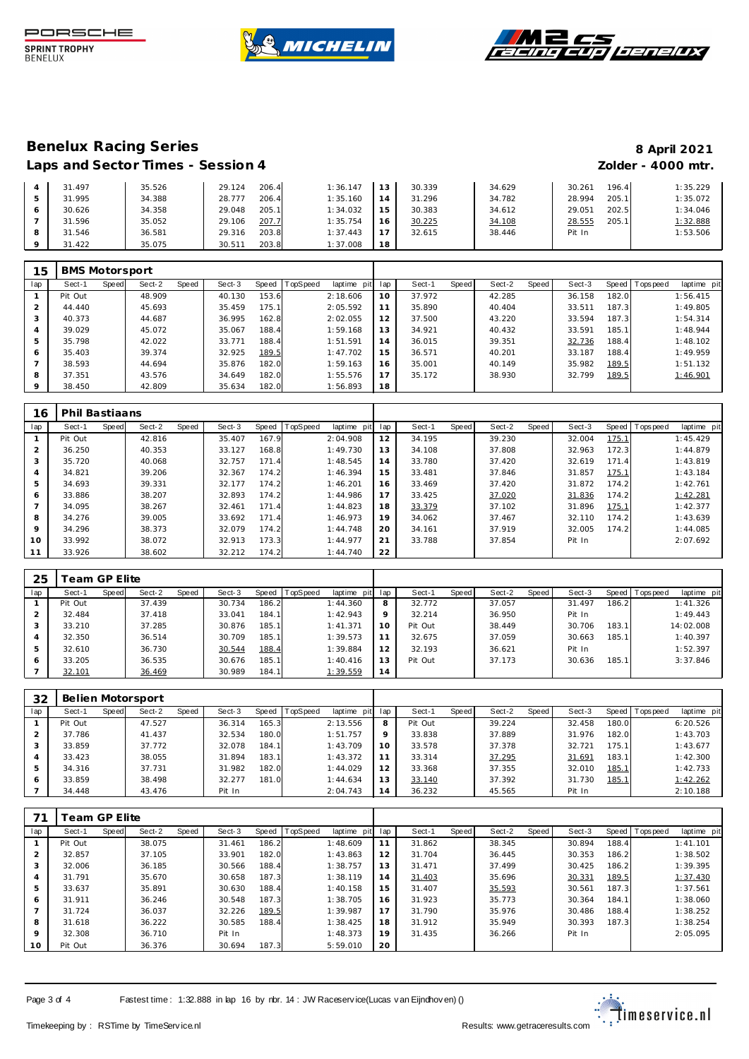## Benelux Racing Series

**8 April 2021**

### Laps and Sector Times - Session 4

**Zolder - 4000 mtr.**

| lap | Sect-1 | Speed | Sect-2 | Speed | Sect-3 | Speed | TopSpeed | laptime pit | lap | Sect-1 | Speed | Sect-2 | Speed | Sect-3 | Speed | Topspeed | laptime pit |
|---|---|---|---|---|---|---|---|---|---|---|---|---|---|---|---|---|---|
| 4 | 31.497 | | 35.526 | | 29.124 | 206.4 | | 1:36.147 | 13 | 30.339 | | 34.629 | | 30.261 | 196.4 | | 1:35.229 |
| 5 | 31.995 | | 34.388 | | 28.777 | 206.4 | | 1:35.160 | 14 | 31.296 | | 34.782 | | 28.994 | 205.1 | | 1:35.072 |
| 6 | 30.626 | | 34.358 | | 29.048 | 205.1 | | 1:34.032 | 15 | 30.383 | | 34.612 | | 29.051 | 202.5 | | 1:34.046 |
| 7 | 31.596 | | 35.052 | | 29.106 | 207.7 | | 1:35.754 | 16 | 30.225 | | 34.108 | | 28.555 | 205.1 | | 1:32.888 |
| 8 | 31.546 | | 36.581 | | 29.316 | 203.8 | | 1:37.443 | 17 | 32.615 | | 38.446 | | Pit In | | | 1:53.506 |
| 9 | 31.422 | | 35.075 | | 30.511 | 203.8 | | 1:37.008 | 18 | | | | | | | | |

**15 BMS Motorsport**

| lap | Sect-1 | Speed | Sect-2 | Speed | Sect-3 | Speed | TopSpeed | laptime pit | lap | Sect-1 | Speed | Sect-2 | Speed | Sect-3 | Speed | Topspeed | laptime pit |
|---|---|---|---|---|---|---|---|---|---|---|---|---|---|---|---|---|---|
| 1 | Pit Out | | 48.909 | | 40.130 | 153.6 | | 2:18.606 | 10 | 37.972 | | 42.285 | | 36.158 | 182.0 | | 1:56.415 |
| 2 | 44.440 | | 45.693 | | 35.459 | 175.1 | | 2:05.592 | 11 | 35.890 | | 40.404 | | 33.511 | 187.3 | | 1:49.805 |
| 3 | 40.373 | | 44.687 | | 36.995 | 162.8 | | 2:02.055 | 12 | 37.500 | | 43.220 | | 33.594 | 187.3 | | 1:54.314 |
| 4 | 39.029 | | 45.072 | | 35.067 | 188.4 | | 1:59.168 | 13 | 34.921 | | 40.432 | | 33.591 | 185.1 | | 1:48.944 |
| 5 | 35.798 | | 42.022 | | 33.771 | 188.4 | | 1:51.591 | 14 | 36.015 | | 39.351 | | 32.736 | 188.4 | | 1:48.102 |
| 6 | 35.403 | | 39.374 | | 32.925 | 189.5 | | 1:47.702 | 15 | 36.571 | | 40.201 | | 33.187 | 188.4 | | 1:49.959 |
| 7 | 38.593 | | 44.694 | | 35.876 | 182.0 | | 1:59.163 | 16 | 35.001 | | 40.149 | | 35.982 | 189.5 | | 1:51.132 |
| 8 | 37.351 | | 43.576 | | 34.649 | 182.0 | | 1:55.576 | 17 | 35.172 | | 38.930 | | 32.799 | 189.5 | | 1:46.901 |
| 9 | 38.450 | | 42.809 | | 35.634 | 182.0 | | 1:56.893 | 18 | | | | | | | | |

**16 Phil Bastiaans**

| lap | Sect-1 | Speed | Sect-2 | Speed | Sect-3 | Speed | TopSpeed | laptime pit | lap | Sect-1 | Speed | Sect-2 | Speed | Sect-3 | Speed | Topspeed | laptime pit |
|---|---|---|---|---|---|---|---|---|---|---|---|---|---|---|---|---|---|
| 1 | Pit Out | | 42.816 | | 35.407 | 167.9 | | 2:04.908 | 12 | 34.195 | | 39.230 | | 32.004 | 175.1 | | 1:45.429 |
| 2 | 36.250 | | 40.353 | | 33.127 | 168.8 | | 1:49.730 | 13 | 34.108 | | 37.808 | | 32.963 | 172.3 | | 1:44.879 |
| 3 | 35.720 | | 40.068 | | 32.757 | 171.4 | | 1:48.545 | 14 | 33.780 | | 37.420 | | 32.619 | 171.4 | | 1:43.819 |
| 4 | 34.821 | | 39.206 | | 32.367 | 174.2 | | 1:46.394 | 15 | 33.481 | | 37.846 | | 31.857 | 175.1 | | 1:43.184 |
| 5 | 34.693 | | 39.331 | | 32.177 | 174.2 | | 1:46.201 | 16 | 33.469 | | 37.420 | | 31.872 | 174.2 | | 1:42.761 |
| 6 | 33.886 | | 38.207 | | 32.893 | 174.2 | | 1:44.986 | 17 | 33.425 | | 37.020 | | 31.836 | 174.2 | | 1:42.281 |
| 7 | 34.095 | | 38.267 | | 32.461 | 171.4 | | 1:44.823 | 18 | 33.379 | | 37.102 | | 31.896 | 175.1 | | 1:42.377 |
| 8 | 34.276 | | 39.005 | | 33.692 | 171.4 | | 1:46.973 | 19 | 34.062 | | 37.467 | | 32.110 | 174.2 | | 1:43.639 |
| 9 | 34.296 | | 38.373 | | 32.079 | 174.2 | | 1:44.748 | 20 | 34.161 | | 37.919 | | 32.005 | 174.2 | | 1:44.085 |
| 10 | 33.992 | | 38.072 | | 32.913 | 173.3 | | 1:44.977 | 21 | 33.788 | | 37.854 | | Pit In | | | 2:07.692 |
| 11 | 33.926 | | 38.602 | | 32.212 | 174.2 | | 1:44.740 | 22 | | | | | | | | |

**25 Team GP Elite**

| lap | Sect-1 | Speed | Sect-2 | Speed | Sect-3 | Speed | TopSpeed | laptime pit | lap | Sect-1 | Speed | Sect-2 | Speed | Sect-3 | Speed | Topspeed | laptime pit |
|---|---|---|---|---|---|---|---|---|---|---|---|---|---|---|---|---|---|
| 1 | Pit Out | | 37.439 | | 30.734 | 186.2 | | 1:44.360 | 8 | 32.772 | | 37.057 | | 31.497 | 186.2 | | 1:41.326 |
| 2 | 32.484 | | 37.418 | | 33.041 | 184.1 | | 1:42.943 | 9 | 32.214 | | 36.950 | | Pit In | | | 1:49.443 |
| 3 | 33.210 | | 37.285 | | 30.876 | 185.1 | | 1:41.371 | 10 | Pit Out | | 38.449 | | 30.706 | 183.1 | | 14:02.008 |
| 4 | 32.350 | | 36.514 | | 30.709 | 185.1 | | 1:39.573 | 11 | 32.675 | | 37.059 | | 30.663 | 185.1 | | 1:40.397 |
| 5 | 32.610 | | 36.730 | | 30.544 | 188.4 | | 1:39.884 | 12 | 32.193 | | 36.621 | | Pit In | | | 1:52.397 |
| 6 | 33.205 | | 36.535 | | 30.676 | 185.1 | | 1:40.416 | 13 | Pit Out | | 37.173 | | 30.636 | 185.1 | | 3:37.846 |
| 7 | 32.101 | | 36.469 | | 30.989 | 184.1 | | 1:39.559 | 14 | | | | | | | | |

**32 Belien Motorsport**

| lap | Sect-1 | Speed | Sect-2 | Speed | Sect-3 | Speed | TopSpeed | laptime pit | lap | Sect-1 | Speed | Sect-2 | Speed | Sect-3 | Speed | Topspeed | laptime pit |
|---|---|---|---|---|---|---|---|---|---|---|---|---|---|---|---|---|---|
| 1 | Pit Out | | 47.527 | | 36.314 | 165.3 | | 2:13.556 | 8 | Pit Out | | 39.224 | | 32.458 | 180.0 | | 6:20.526 |
| 2 | 37.786 | | 41.437 | | 32.534 | 180.0 | | 1:51.757 | 9 | 33.838 | | 37.889 | | 31.976 | 182.0 | | 1:43.703 |
| 3 | 33.859 | | 37.772 | | 32.078 | 184.1 | | 1:43.709 | 10 | 33.578 | | 37.378 | | 32.721 | 175.1 | | 1:43.677 |
| 4 | 33.423 | | 38.055 | | 31.894 | 183.1 | | 1:43.372 | 11 | 33.314 | | 37.295 | | 31.691 | 183.1 | | 1:42.300 |
| 5 | 34.316 | | 37.731 | | 31.982 | 182.0 | | 1:44.029 | 12 | 33.368 | | 37.355 | | 32.010 | 185.1 | | 1:42.733 |
| 6 | 33.859 | | 38.498 | | 32.277 | 181.0 | | 1:44.634 | 13 | 33.140 | | 37.392 | | 31.730 | 185.1 | | 1:42.262 |
| 7 | 34.448 | | 43.476 | | Pit In | | | 2:04.743 | 14 | 36.232 | | 45.565 | | Pit In | | | 2:10.188 |

**71 Team GP Elite**

| lap | Sect-1 | Speed | Sect-2 | Speed | Sect-3 | Speed | TopSpeed | laptime pit | lap | Sect-1 | Speed | Sect-2 | Speed | Sect-3 | Speed | Topspeed | laptime pit |
|---|---|---|---|---|---|---|---|---|---|---|---|---|---|---|---|---|---|
| 1 | Pit Out | | 38.075 | | 31.461 | 186.2 | | 1:48.609 | 11 | 31.862 | | 38.345 | | 30.894 | 188.4 | | 1:41.101 |
| 2 | 32.857 | | 37.105 | | 33.901 | 182.0 | | 1:43.863 | 12 | 31.704 | | 36.445 | | 30.353 | 186.2 | | 1:38.502 |
| 3 | 32.006 | | 36.185 | | 30.566 | 188.4 | | 1:38.757 | 13 | 31.471 | | 37.499 | | 30.425 | 186.2 | | 1:39.395 |
| 4 | 31.791 | | 35.670 | | 30.658 | 187.3 | | 1:38.119 | 14 | 31.403 | | 35.696 | | 30.331 | 189.5 | | 1:37.430 |
| 5 | 33.637 | | 35.891 | | 30.630 | 188.4 | | 1:40.158 | 15 | 31.407 | | 35.593 | | 30.561 | 187.3 | | 1:37.561 |
| 6 | 31.911 | | 36.246 | | 30.548 | 187.3 | | 1:38.705 | 16 | 31.923 | | 35.773 | | 30.364 | 184.1 | | 1:38.060 |
| 7 | 31.724 | | 36.037 | | 32.226 | 189.5 | | 1:39.987 | 17 | 31.790 | | 35.976 | | 30.486 | 188.4 | | 1:38.252 |
| 8 | 31.618 | | 36.222 | | 30.585 | 188.4 | | 1:38.425 | 18 | 31.912 | | 35.949 | | 30.393 | 187.3 | | 1:38.254 |
| 9 | 32.308 | | 36.710 | | Pit In | | | 1:48.373 | 19 | 31.435 | | 36.266 | | Pit In | | | 2:05.095 |
| 10 | Pit Out | | 36.376 | | 30.694 | 187.3 | | 5:59.010 | 20 | | | | | | | | |

Fastest time : 1:32.888 in lap 16 by nbr. 14 : JW Raceservice(Lucas van Eijndhoven) ()

Timekeeping by : RSTime by TimeService.nl

Results: www.getraceresults.com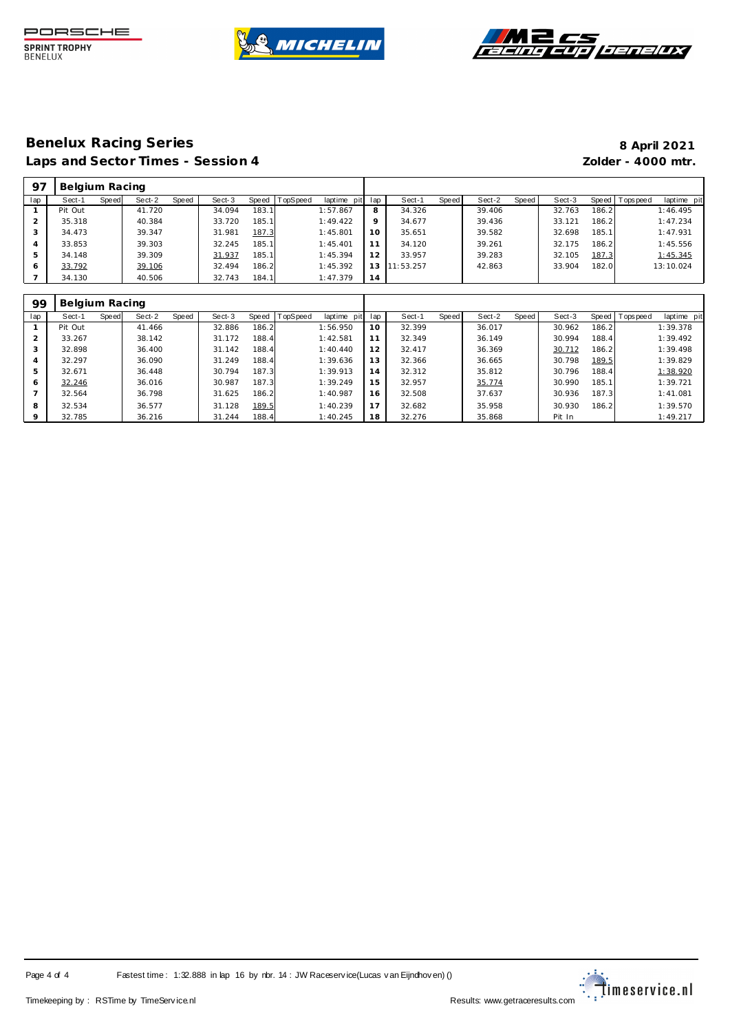## Benelux Racing Series

**Laps and Sector Times - Session 4**

**8 April 2021**

**Zolder - 4000 mtr.**

| 97 | Belgium Racing | | | | | | | | | | | | | | | | | |
|---|---|---|---|---|---|---|---|---|---|---|---|---|---|---|---|---|---|---|
| lap | Sect-1 | Speed | Sect-2 | Speed | Sect-3 | Speed | TopSpeed | laptime pit | lap | Sect-1 | Speed | Sect-2 | Speed | Sect-3 | Speed | Topspeed | laptime pit |
| 1 | Pit Out | | 41.720 | | 34.094 | 183.1 | | 1:57.867 | 8 | 34.326 | | 39.406 | | 32.763 | 186.2 | | 1:46.495 |
| 2 | 35.318 | | 40.384 | | 33.720 | 185.1 | | 1:49.422 | 9 | 34.677 | | 39.436 | | 33.121 | 186.2 | | 1:47.234 |
| 3 | 34.473 | | 39.347 | | 31.981 | 187.3 | | 1:45.801 | 10 | 35.651 | | 39.582 | | 32.698 | 185.1 | | 1:47.931 |
| 4 | 33.853 | | 39.303 | | 32.245 | 185.1 | | 1:45.401 | 11 | 34.120 | | 39.261 | | 32.175 | 186.2 | | 1:45.556 |
| 5 | 34.148 | | 39.309 | | 31.937 | 185.1 | | 1:45.394 | 12 | 33.957 | | 39.283 | | 32.105 | 187.3 | | 1:45.345 |
| 6 | 33.792 | | 39.106 | | 32.494 | 186.2 | | 1:45.392 | 13 | 11:53.257 | | 42.863 | | 33.904 | 182.0 | | 13:10.024 |
| 7 | 34.130 | | 40.506 | | 32.743 | 184.1 | | 1:47.379 | 14 | | | | | | | | |

| 99 | Belgium Racing | | | | | | | | | | | | | | | | | |
|---|---|---|---|---|---|---|---|---|---|---|---|---|---|---|---|---|---|---|
| lap | Sect-1 | Speed | Sect-2 | Speed | Sect-3 | Speed | TopSpeed | laptime pit | lap | Sect-1 | Speed | Sect-2 | Speed | Sect-3 | Speed | Topspeed | laptime pit |
| 1 | Pit Out | | 41.466 | | 32.886 | 186.2 | | 1:56.950 | 10 | 32.399 | | 36.017 | | 30.962 | 186.2 | | 1:39.378 |
| 2 | 33.267 | | 38.142 | | 31.172 | 188.4 | | 1:42.581 | 11 | 32.349 | | 36.149 | | 30.994 | 188.4 | | 1:39.492 |
| 3 | 32.898 | | 36.400 | | 31.142 | 188.4 | | 1:40.440 | 12 | 32.417 | | 36.369 | | 30.712 | 186.2 | | 1:39.498 |
| 4 | 32.297 | | 36.090 | | 31.249 | 188.4 | | 1:39.636 | 13 | 32.366 | | 36.665 | | 30.798 | 189.5 | | 1:39.829 |
| 5 | 32.671 | | 36.448 | | 30.794 | 187.3 | | 1:39.913 | 14 | 32.312 | | 35.812 | | 30.796 | 188.4 | | 1:38.920 |
| 6 | 32.246 | | 36.016 | | 30.987 | 187.3 | | 1:39.249 | 15 | 32.957 | | 35.774 | | 30.990 | 185.1 | | 1:39.721 |
| 7 | 32.564 | | 36.798 | | 31.625 | 186.2 | | 1:40.987 | 16 | 32.508 | | 37.637 | | 30.936 | 187.3 | | 1:41.081 |
| 8 | 32.534 | | 36.577 | | 31.128 | 189.5 | | 1:40.239 | 17 | 32.682 | | 35.958 | | 30.930 | 186.2 | | 1:39.570 |
| 9 | 32.785 | | 36.216 | | 31.244 | 188.4 | | 1:40.245 | 18 | 32.276 | | 35.868 | | Pit In | | | 1:49.217 |

Fastest time : 1:32.888 in lap 16 by nbr. 14 : JW Raceservice(Lucas van Eijndhoven) ()

Timekeeping by : RSTime by TimeService.nl

Results: www.getraceresults.com